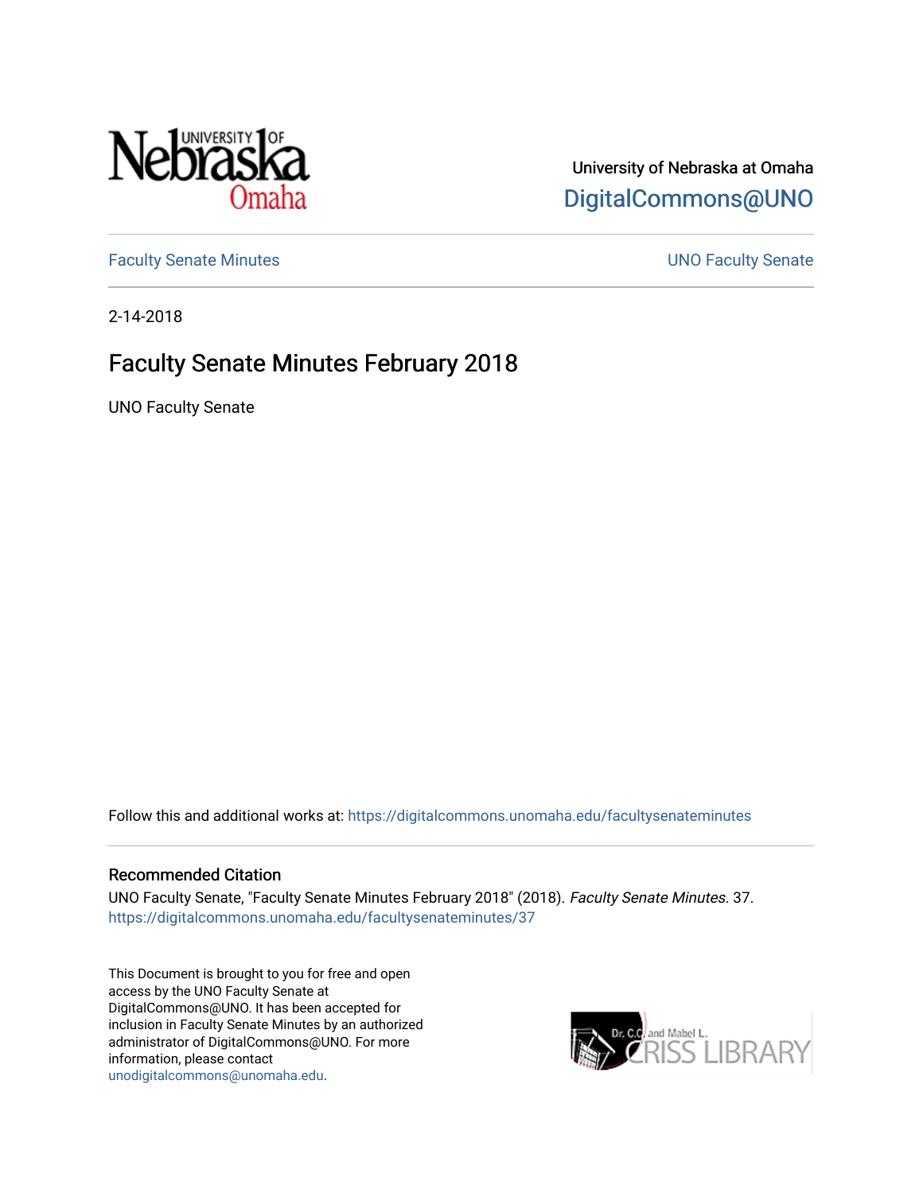University of Nebraska at Omaha

DigitalCommons@UNO

Faculty Senate Minutes

UNO Faculty Senate

2-14-2018

# Faculty Senate Minutes February 2018

UNO Faculty Senate

Follow this and additional works at: https://digitalcommons.unomaha.edu/facultysenateminutes

## Recommended Citation

UNO Faculty Senate, "Faculty Senate Minutes February 2018" (2018). *Faculty Senate Minutes*. 37.
https://digitalcommons.unomaha.edu/facultysenateminutes/37

This Document is brought to you for free and open access by the UNO Faculty Senate at DigitalCommons@UNO. It has been accepted for inclusion in Faculty Senate Minutes by an authorized administrator of DigitalCommons@UNO. For more information, please contact unodigitalcommons@unomaha.edu.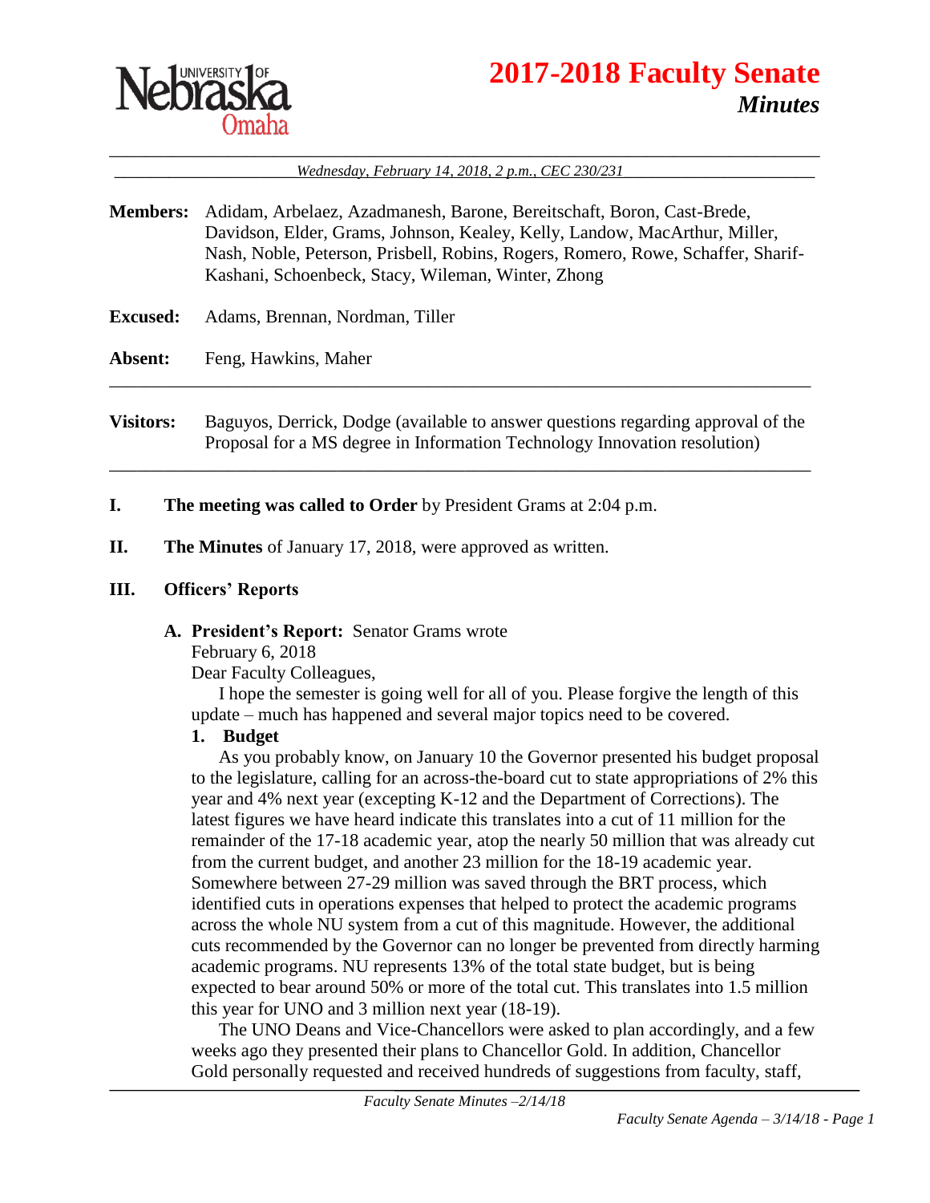# 2017-2018 Faculty Senate
## *Minutes*

*Wednesday, February 14, 2018, 2 p.m., CEC 230/231*

**Members:** Adidam, Arbelaez, Azadmanesh, Barone, Bereitschaft, Boron, Cast-Brede, Davidson, Elder, Grams, Johnson, Kealey, Kelly, Landow, MacArthur, Miller, Nash, Noble, Peterson, Prisbell, Robins, Rogers, Romero, Rowe, Schaffer, Sharif-Kashani, Schoenbeck, Stacy, Wileman, Winter, Zhong

**Excused:** Adams, Brennan, Nordman, Tiller

**Absent:** Feng, Hawkins, Maher

---

**Visitors:** Baguyos, Derrick, Dodge (available to answer questions regarding approval of the Proposal for a MS degree in Information Technology Innovation resolution)

---

**I. The meeting was called to Order** by President Grams at 2:04 p.m.

**II. The Minutes** of January 17, 2018, were approved as written.

**III. Officers' Reports**

**A. President's Report:** Senator Grams wrote

February 6, 2018

Dear Faculty Colleagues,

I hope the semester is going well for all of you. Please forgive the length of this update – much has happened and several major topics need to be covered.

**1. Budget**

As you probably know, on January 10 the Governor presented his budget proposal to the legislature, calling for an across-the-board cut to state appropriations of 2% this year and 4% next year (excepting K-12 and the Department of Corrections). The latest figures we have heard indicate this translates into a cut of 11 million for the remainder of the 17-18 academic year, atop the nearly 50 million that was already cut from the current budget, and another 23 million for the 18-19 academic year. Somewhere between 27-29 million was saved through the BRT process, which identified cuts in operations expenses that helped to protect the academic programs across the whole NU system from a cut of this magnitude. However, the additional cuts recommended by the Governor can no longer be prevented from directly harming academic programs. NU represents 13% of the total state budget, but is being expected to bear around 50% or more of the total cut. This translates into 1.5 million this year for UNO and 3 million next year (18-19).

The UNO Deans and Vice-Chancellors were asked to plan accordingly, and a few weeks ago they presented their plans to Chancellor Gold. In addition, Chancellor Gold personally requested and received hundreds of suggestions from faculty, staff,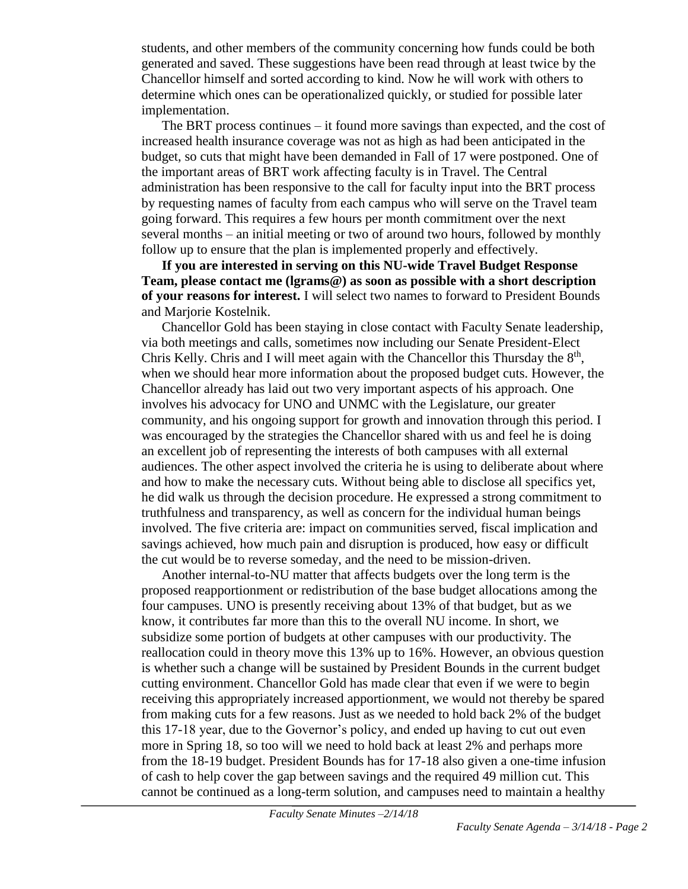students, and other members of the community concerning how funds could be both generated and saved. These suggestions have been read through at least twice by the Chancellor himself and sorted according to kind. Now he will work with others to determine which ones can be operationalized quickly, or studied for possible later implementation.

The BRT process continues – it found more savings than expected, and the cost of increased health insurance coverage was not as high as had been anticipated in the budget, so cuts that might have been demanded in Fall of 17 were postponed. One of the important areas of BRT work affecting faculty is in Travel. The Central administration has been responsive to the call for faculty input into the BRT process by requesting names of faculty from each campus who will serve on the Travel team going forward. This requires a few hours per month commitment over the next several months – an initial meeting or two of around two hours, followed by monthly follow up to ensure that the plan is implemented properly and effectively.

**If you are interested in serving on this NU-wide Travel Budget Response Team, please contact me (lgrams@) as soon as possible with a short description of your reasons for interest.** I will select two names to forward to President Bounds and Marjorie Kostelnik.

Chancellor Gold has been staying in close contact with Faculty Senate leadership, via both meetings and calls, sometimes now including our Senate President-Elect Chris Kelly. Chris and I will meet again with the Chancellor this Thursday the 8th, when we should hear more information about the proposed budget cuts. However, the Chancellor already has laid out two very important aspects of his approach. One involves his advocacy for UNO and UNMC with the Legislature, our greater community, and his ongoing support for growth and innovation through this period. I was encouraged by the strategies the Chancellor shared with us and feel he is doing an excellent job of representing the interests of both campuses with all external audiences. The other aspect involved the criteria he is using to deliberate about where and how to make the necessary cuts. Without being able to disclose all specifics yet, he did walk us through the decision procedure. He expressed a strong commitment to truthfulness and transparency, as well as concern for the individual human beings involved. The five criteria are: impact on communities served, fiscal implication and savings achieved, how much pain and disruption is produced, how easy or difficult the cut would be to reverse someday, and the need to be mission-driven.

Another internal-to-NU matter that affects budgets over the long term is the proposed reapportionment or redistribution of the base budget allocations among the four campuses. UNO is presently receiving about 13% of that budget, but as we know, it contributes far more than this to the overall NU income. In short, we subsidize some portion of budgets at other campuses with our productivity. The reallocation could in theory move this 13% up to 16%. However, an obvious question is whether such a change will be sustained by President Bounds in the current budget cutting environment. Chancellor Gold has made clear that even if we were to begin receiving this appropriately increased apportionment, we would not thereby be spared from making cuts for a few reasons. Just as we needed to hold back 2% of the budget this 17-18 year, due to the Governor's policy, and ended up having to cut out even more in Spring 18, so too will we need to hold back at least 2% and perhaps more from the 18-19 budget. President Bounds has for 17-18 also given a one-time infusion of cash to help cover the gap between savings and the required 49 million cut. This cannot be continued as a long-term solution, and campuses need to maintain a healthy

*Faculty Senate Minutes –2/14/18*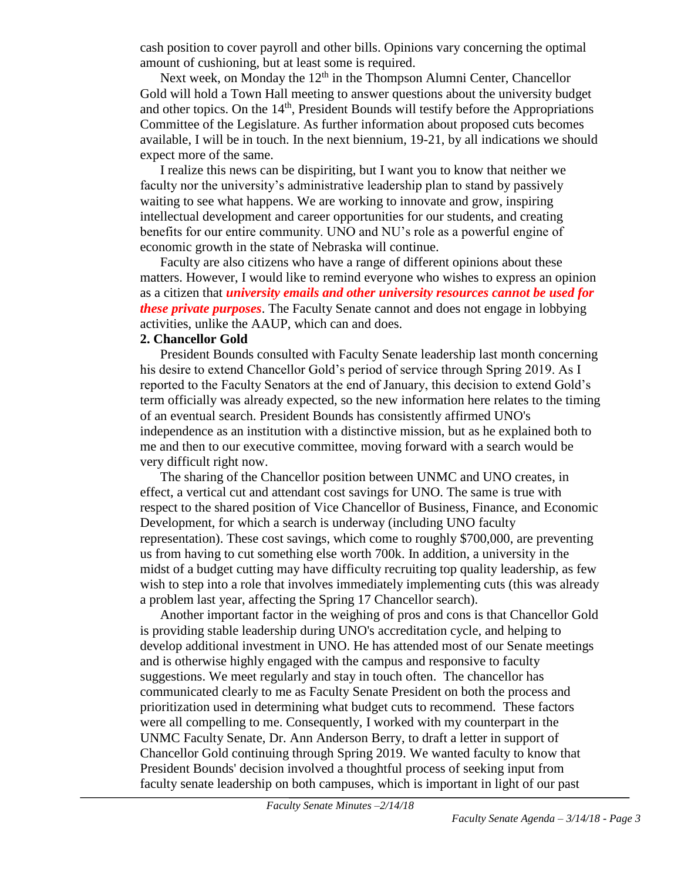cash position to cover payroll and other bills. Opinions vary concerning the optimal amount of cushioning, but at least some is required.

Next week, on Monday the 12th in the Thompson Alumni Center, Chancellor Gold will hold a Town Hall meeting to answer questions about the university budget and other topics. On the 14th, President Bounds will testify before the Appropriations Committee of the Legislature. As further information about proposed cuts becomes available, I will be in touch. In the next biennium, 19-21, by all indications we should expect more of the same.

I realize this news can be dispiriting, but I want you to know that neither we faculty nor the university's administrative leadership plan to stand by passively waiting to see what happens. We are working to innovate and grow, inspiring intellectual development and career opportunities for our students, and creating benefits for our entire community. UNO and NU's role as a powerful engine of economic growth in the state of Nebraska will continue.

Faculty are also citizens who have a range of different opinions about these matters. However, I would like to remind everyone who wishes to express an opinion as a citizen that ***university emails and other university resources cannot be used for these private purposes***. The Faculty Senate cannot and does not engage in lobbying activities, unlike the AAUP, which can and does.

**2. Chancellor Gold**

President Bounds consulted with Faculty Senate leadership last month concerning his desire to extend Chancellor Gold's period of service through Spring 2019. As I reported to the Faculty Senators at the end of January, this decision to extend Gold's term officially was already expected, so the new information here relates to the timing of an eventual search. President Bounds has consistently affirmed UNO's independence as an institution with a distinctive mission, but as he explained both to me and then to our executive committee, moving forward with a search would be very difficult right now.

The sharing of the Chancellor position between UNMC and UNO creates, in effect, a vertical cut and attendant cost savings for UNO. The same is true with respect to the shared position of Vice Chancellor of Business, Finance, and Economic Development, for which a search is underway (including UNO faculty representation). These cost savings, which come to roughly $700,000, are preventing us from having to cut something else worth 700k. In addition, a university in the midst of a budget cutting may have difficulty recruiting top quality leadership, as few wish to step into a role that involves immediately implementing cuts (this was already a problem last year, affecting the Spring 17 Chancellor search).

Another important factor in the weighing of pros and cons is that Chancellor Gold is providing stable leadership during UNO's accreditation cycle, and helping to develop additional investment in UNO. He has attended most of our Senate meetings and is otherwise highly engaged with the campus and responsive to faculty suggestions. We meet regularly and stay in touch often. The chancellor has communicated clearly to me as Faculty Senate President on both the process and prioritization used in determining what budget cuts to recommend. These factors were all compelling to me. Consequently, I worked with my counterpart in the UNMC Faculty Senate, Dr. Ann Anderson Berry, to draft a letter in support of Chancellor Gold continuing through Spring 2019. We wanted faculty to know that President Bounds' decision involved a thoughtful process of seeking input from faculty senate leadership on both campuses, which is important in light of our past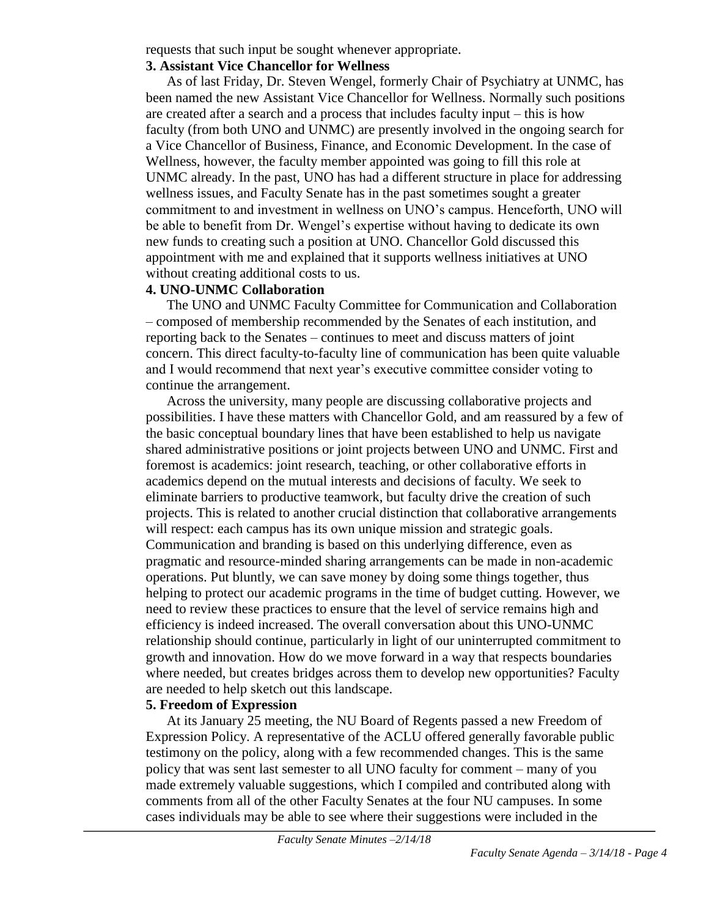requests that such input be sought whenever appropriate.

**3. Assistant Vice Chancellor for Wellness**

As of last Friday, Dr. Steven Wengel, formerly Chair of Psychiatry at UNMC, has been named the new Assistant Vice Chancellor for Wellness. Normally such positions are created after a search and a process that includes faculty input – this is how faculty (from both UNO and UNMC) are presently involved in the ongoing search for a Vice Chancellor of Business, Finance, and Economic Development. In the case of Wellness, however, the faculty member appointed was going to fill this role at UNMC already. In the past, UNO has had a different structure in place for addressing wellness issues, and Faculty Senate has in the past sometimes sought a greater commitment to and investment in wellness on UNO's campus. Henceforth, UNO will be able to benefit from Dr. Wengel's expertise without having to dedicate its own new funds to creating such a position at UNO. Chancellor Gold discussed this appointment with me and explained that it supports wellness initiatives at UNO without creating additional costs to us.

**4. UNO-UNMC Collaboration**

The UNO and UNMC Faculty Committee for Communication and Collaboration – composed of membership recommended by the Senates of each institution, and reporting back to the Senates – continues to meet and discuss matters of joint concern. This direct faculty-to-faculty line of communication has been quite valuable and I would recommend that next year's executive committee consider voting to continue the arrangement.

Across the university, many people are discussing collaborative projects and possibilities. I have these matters with Chancellor Gold, and am reassured by a few of the basic conceptual boundary lines that have been established to help us navigate shared administrative positions or joint projects between UNO and UNMC. First and foremost is academics: joint research, teaching, or other collaborative efforts in academics depend on the mutual interests and decisions of faculty. We seek to eliminate barriers to productive teamwork, but faculty drive the creation of such projects. This is related to another crucial distinction that collaborative arrangements will respect: each campus has its own unique mission and strategic goals. Communication and branding is based on this underlying difference, even as pragmatic and resource-minded sharing arrangements can be made in non-academic operations. Put bluntly, we can save money by doing some things together, thus helping to protect our academic programs in the time of budget cutting. However, we need to review these practices to ensure that the level of service remains high and efficiency is indeed increased. The overall conversation about this UNO-UNMC relationship should continue, particularly in light of our uninterrupted commitment to growth and innovation. How do we move forward in a way that respects boundaries where needed, but creates bridges across them to develop new opportunities? Faculty are needed to help sketch out this landscape.

**5. Freedom of Expression**

At its January 25 meeting, the NU Board of Regents passed a new Freedom of Expression Policy. A representative of the ACLU offered generally favorable public testimony on the policy, along with a few recommended changes. This is the same policy that was sent last semester to all UNO faculty for comment – many of you made extremely valuable suggestions, which I compiled and contributed along with comments from all of the other Faculty Senates at the four NU campuses. In some cases individuals may be able to see where their suggestions were included in the

*Faculty Senate Minutes –2/14/18*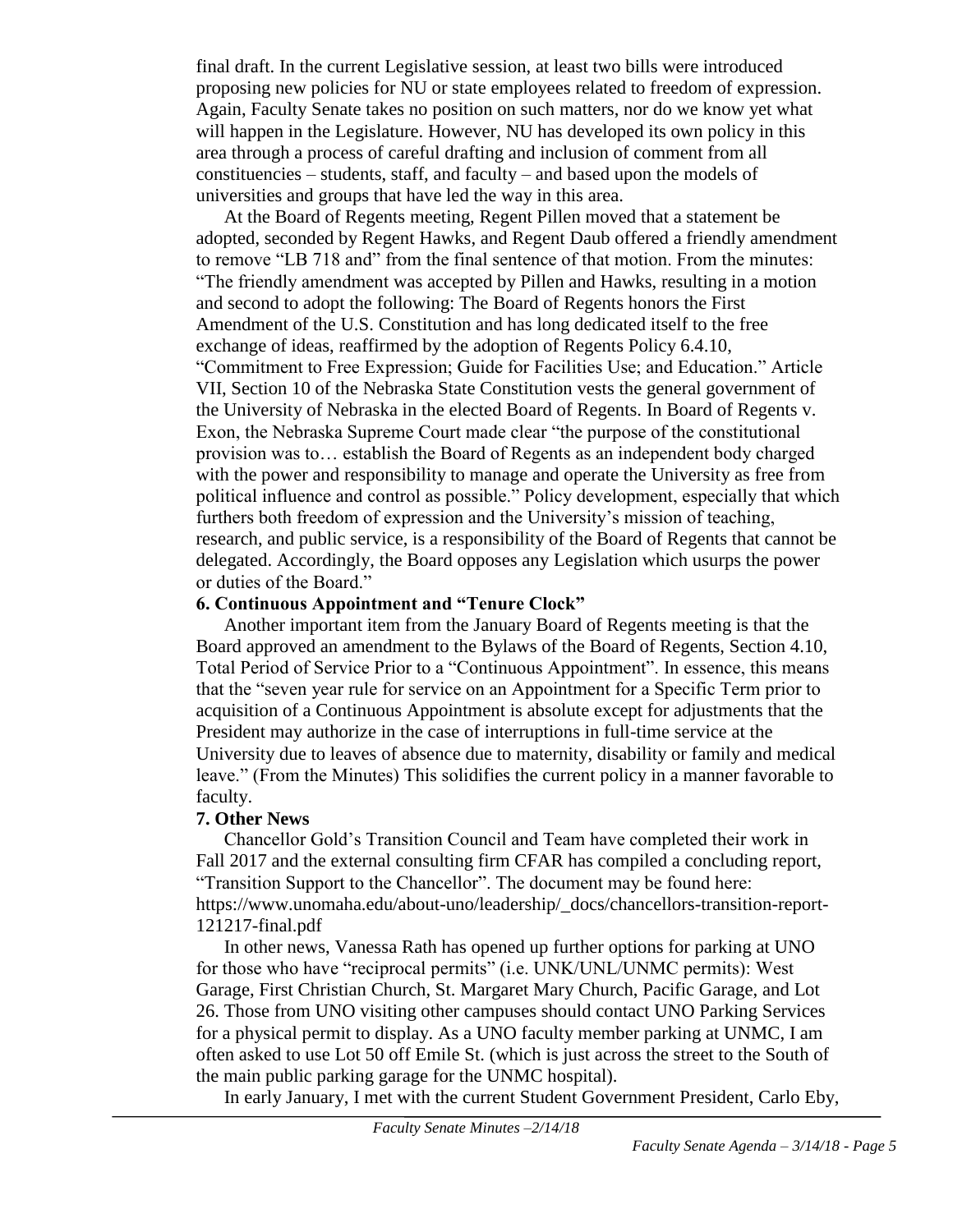final draft. In the current Legislative session, at least two bills were introduced proposing new policies for NU or state employees related to freedom of expression. Again, Faculty Senate takes no position on such matters, nor do we know yet what will happen in the Legislature. However, NU has developed its own policy in this area through a process of careful drafting and inclusion of comment from all constituencies – students, staff, and faculty – and based upon the models of universities and groups that have led the way in this area.

At the Board of Regents meeting, Regent Pillen moved that a statement be adopted, seconded by Regent Hawks, and Regent Daub offered a friendly amendment to remove "LB 718 and" from the final sentence of that motion. From the minutes: "The friendly amendment was accepted by Pillen and Hawks, resulting in a motion and second to adopt the following: The Board of Regents honors the First Amendment of the U.S. Constitution and has long dedicated itself to the free exchange of ideas, reaffirmed by the adoption of Regents Policy 6.4.10, "Commitment to Free Expression; Guide for Facilities Use; and Education." Article VII, Section 10 of the Nebraska State Constitution vests the general government of the University of Nebraska in the elected Board of Regents. In Board of Regents v. Exon, the Nebraska Supreme Court made clear "the purpose of the constitutional provision was to… establish the Board of Regents as an independent body charged with the power and responsibility to manage and operate the University as free from political influence and control as possible." Policy development, especially that which furthers both freedom of expression and the University's mission of teaching, research, and public service, is a responsibility of the Board of Regents that cannot be delegated. Accordingly, the Board opposes any Legislation which usurps the power or duties of the Board."

**6. Continuous Appointment and "Tenure Clock"**

Another important item from the January Board of Regents meeting is that the Board approved an amendment to the Bylaws of the Board of Regents, Section 4.10, Total Period of Service Prior to a "Continuous Appointment". In essence, this means that the "seven year rule for service on an Appointment for a Specific Term prior to acquisition of a Continuous Appointment is absolute except for adjustments that the President may authorize in the case of interruptions in full-time service at the University due to leaves of absence due to maternity, disability or family and medical leave." (From the Minutes) This solidifies the current policy in a manner favorable to faculty.

**7. Other News**

Chancellor Gold's Transition Council and Team have completed their work in Fall 2017 and the external consulting firm CFAR has compiled a concluding report, "Transition Support to the Chancellor". The document may be found here: https://www.unomaha.edu/about-uno/leadership/_docs/chancellors-transition-report-121217-final.pdf

In other news, Vanessa Rath has opened up further options for parking at UNO for those who have "reciprocal permits" (i.e. UNK/UNL/UNMC permits): West Garage, First Christian Church, St. Margaret Mary Church, Pacific Garage, and Lot 26. Those from UNO visiting other campuses should contact UNO Parking Services for a physical permit to display. As a UNO faculty member parking at UNMC, I am often asked to use Lot 50 off Emile St. (which is just across the street to the South of the main public parking garage for the UNMC hospital).

In early January, I met with the current Student Government President, Carlo Eby,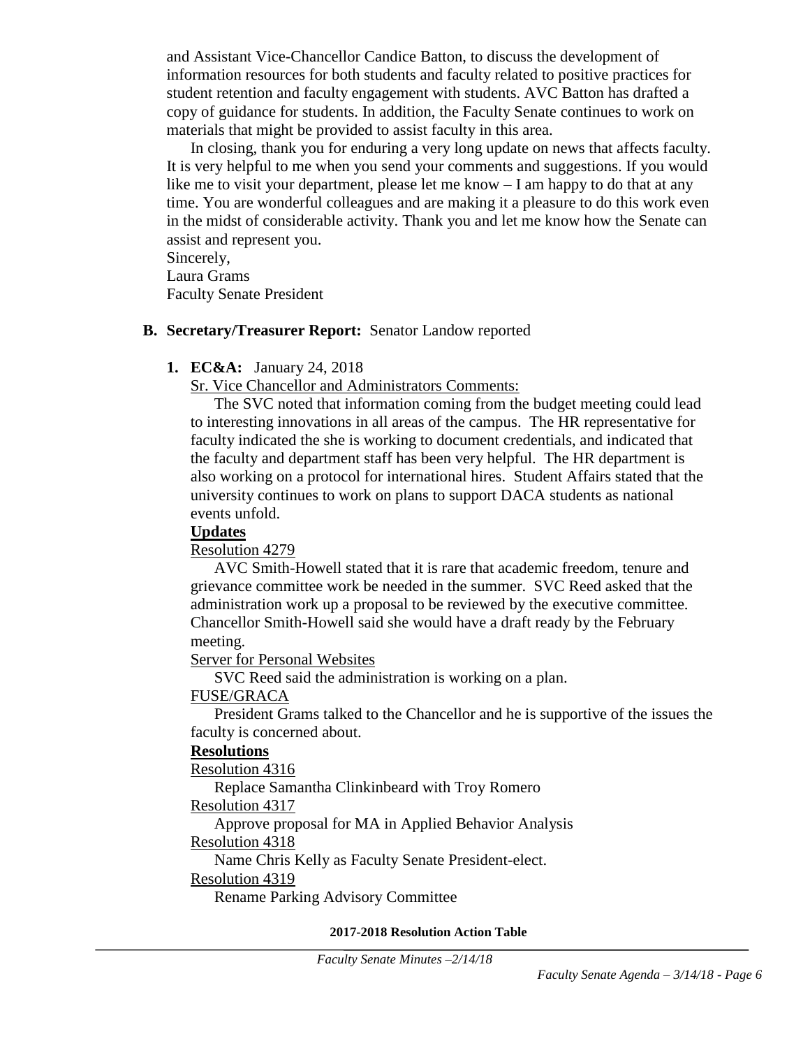and Assistant Vice-Chancellor Candice Batton, to discuss the development of information resources for both students and faculty related to positive practices for student retention and faculty engagement with students. AVC Batton has drafted a copy of guidance for students. In addition, the Faculty Senate continues to work on materials that might be provided to assist faculty in this area.

In closing, thank you for enduring a very long update on news that affects faculty. It is very helpful to me when you send your comments and suggestions. If you would like me to visit your department, please let me know – I am happy to do that at any time. You are wonderful colleagues and are making it a pleasure to do this work even in the midst of considerable activity. Thank you and let me know how the Senate can assist and represent you.

Sincerely,
Laura Grams
Faculty Senate President

**B. Secretary/Treasurer Report:** Senator Landow reported

**1. EC&A:** January 24, 2018

Sr. Vice Chancellor and Administrators Comments:

The SVC noted that information coming from the budget meeting could lead to interesting innovations in all areas of the campus. The HR representative for faculty indicated the she is working to document credentials, and indicated that the faculty and department staff has been very helpful. The HR department is also working on a protocol for international hires. Student Affairs stated that the university continues to work on plans to support DACA students as national events unfold.

**Updates**

Resolution 4279

AVC Smith-Howell stated that it is rare that academic freedom, tenure and grievance committee work be needed in the summer. SVC Reed asked that the administration work up a proposal to be reviewed by the executive committee. Chancellor Smith-Howell said she would have a draft ready by the February meeting.

Server for Personal Websites

SVC Reed said the administration is working on a plan.

FUSE/GRACA

President Grams talked to the Chancellor and he is supportive of the issues the faculty is concerned about.

**Resolutions**

Resolution 4316

Replace Samantha Clinkinbeard with Troy Romero

Resolution 4317

Approve proposal for MA in Applied Behavior Analysis

Resolution 4318

Name Chris Kelly as Faculty Senate President-elect.

Resolution 4319

Rename Parking Advisory Committee

**2017-2018 Resolution Action Table**

*Faculty Senate Minutes –2/14/18*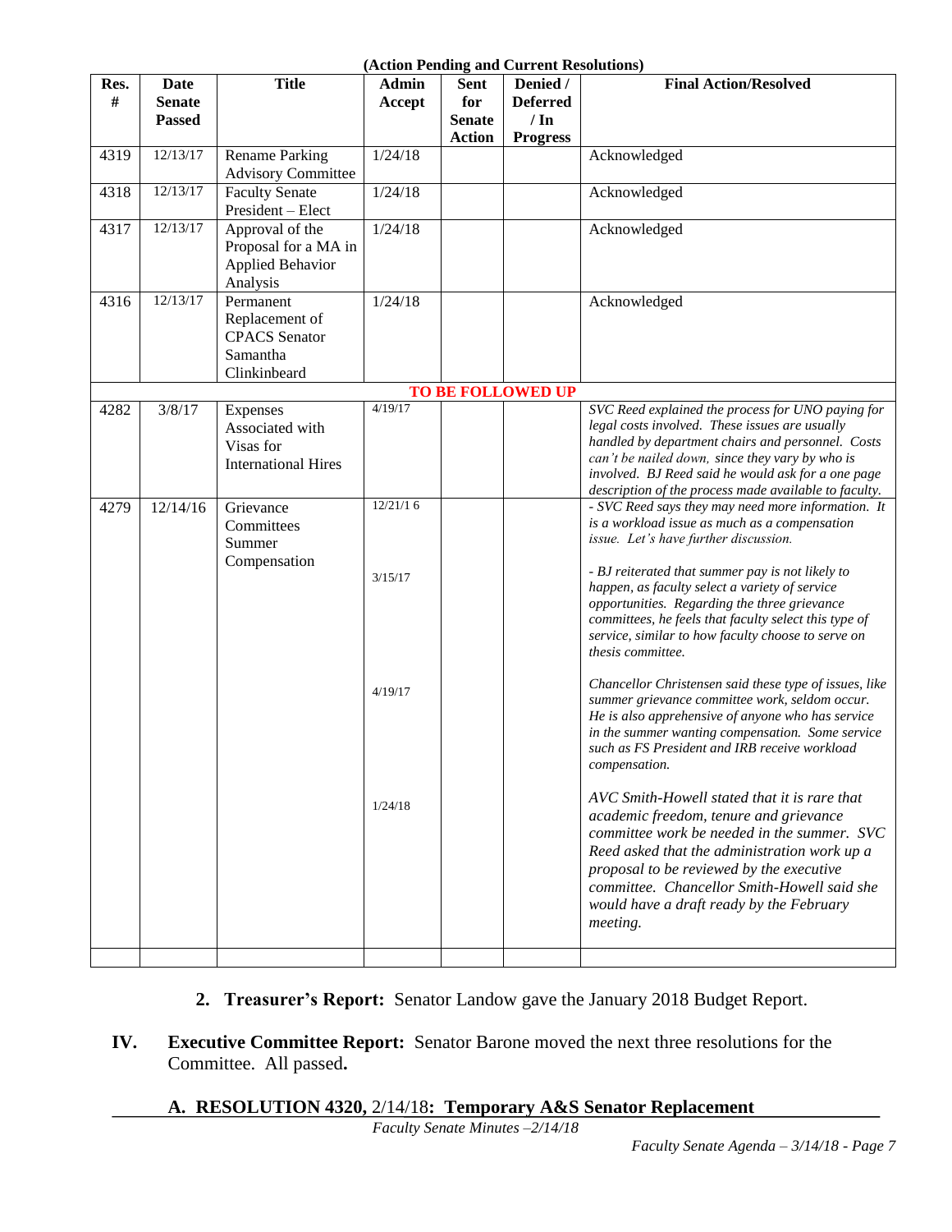(Action Pending and Current Resolutions)

| Res. # | Date Senate Passed | Title | Admin Accept | Sent for Senate Action | Denied / Deferred / In Progress | Final Action/Resolved |
|---|---|---|---|---|---|---|
| 4319 | 12/13/17 | Rename Parking Advisory Committee | 1/24/18 | | | Acknowledged |
| 4318 | 12/13/17 | Faculty Senate President – Elect | 1/24/18 | | | Acknowledged |
| 4317 | 12/13/17 | Approval of the Proposal for a MA in Applied Behavior Analysis | 1/24/18 | | | Acknowledged |
| 4316 | 12/13/17 | Permanent Replacement of CPACS Senator Samantha Clinkinbeard | 1/24/18 | | | Acknowledged |
| | | | **TO BE FOLLOWED UP** | | | |
| 4282 | 3/8/17 | Expenses Associated with Visas for International Hires | 4/19/17 | | | *SVC Reed explained the process for UNO paying for legal costs involved. These issues are usually handled by department chairs and personnel. Costs can't be nailed down, since they vary by who is involved. BJ Reed said he would ask for a one page description of the process made available to faculty.* |
| 4279 | 12/14/16 | Grievance Committees Summer Compensation | 12/21/16 | | | *- SVC Reed says they may need more information. It is a workload issue as much as a compensation issue. Let's have further discussion.* |
| | | | 3/15/17 | | | *- BJ reiterated that summer pay is not likely to happen, as faculty select a variety of service opportunities. Regarding the three grievance committees, he feels that faculty select this type of service, similar to how faculty choose to serve on thesis committee.* |
| | | | 4/19/17 | | | *Chancellor Christensen said these type of issues, like summer grievance committee work, seldom occur. He is also apprehensive of anyone who has service in the summer wanting compensation. Some service such as FS President and IRB receive workload compensation.* |
| | | | 1/24/18 | | | *AVC Smith-Howell stated that it is rare that academic freedom, tenure and grievance committee work be needed in the summer. SVC Reed asked that the administration work up a proposal to be reviewed by the executive committee. Chancellor Smith-Howell said she would have a draft ready by the February meeting.* |
| | | | | | | |

2. **Treasurer's Report:** Senator Landow gave the January 2018 Budget Report.

IV. **Executive Committee Report:** Senator Barone moved the next three resolutions for the Committee. All passed**.**

A. **RESOLUTION 4320,** 2/14/18**: Temporary A&S Senator Replacement**

*Faculty Senate Minutes –2/14/18*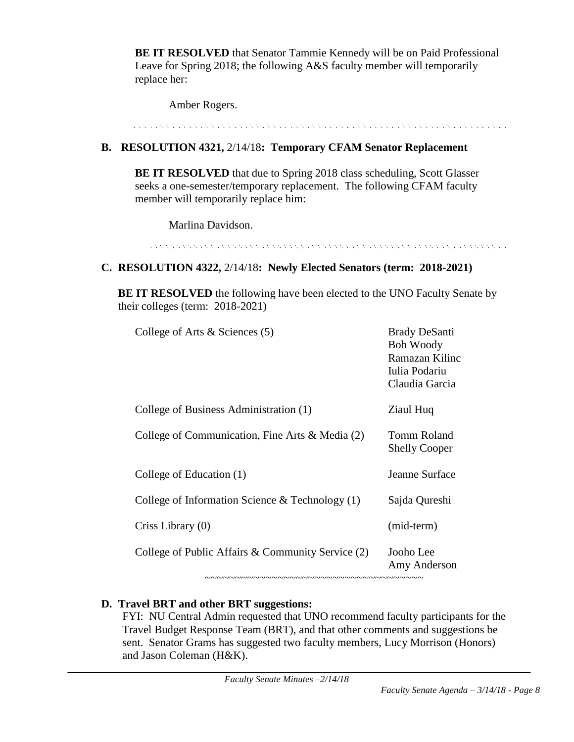**BE IT RESOLVED** that Senator Tammie Kennedy will be on Paid Professional Leave for Spring 2018; the following A&S faculty member will temporarily replace her:

Amber Rogers.

**B. RESOLUTION 4321,** 2/14/18**: Temporary CFAM Senator Replacement**

**BE IT RESOLVED** that due to Spring 2018 class scheduling, Scott Glasser seeks a one-semester/temporary replacement. The following CFAM faculty member will temporarily replace him:

Marlina Davidson.

**C. RESOLUTION 4322,** 2/14/18**: Newly Elected Senators (term: 2018-2021)**

**BE IT RESOLVED** the following have been elected to the UNO Faculty Senate by their colleges (term: 2018-2021)

| | |
|---|---|
| College of Arts & Sciences (5) | Brady DeSanti<br>Bob Woody<br>Ramazan Kilinc<br>Iulia Podariu<br>Claudia Garcia |
| College of Business Administration (1) | Ziaul Huq |
| College of Communication, Fine Arts & Media (2) | Tomm Roland<br>Shelly Cooper |
| College of Education (1) | Jeanne Surface |
| College of Information Science & Technology (1) | Sajda Qureshi |
| Criss Library (0) | (mid-term) |
| College of Public Affairs & Community Service (2) | Jooho Lee<br>Amy Anderson |

**D. Travel BRT and other BRT suggestions:**

FYI: NU Central Admin requested that UNO recommend faculty participants for the Travel Budget Response Team (BRT), and that other comments and suggestions be sent. Senator Grams has suggested two faculty members, Lucy Morrison (Honors) and Jason Coleman (H&K).

*Faculty Senate Minutes –2/14/18*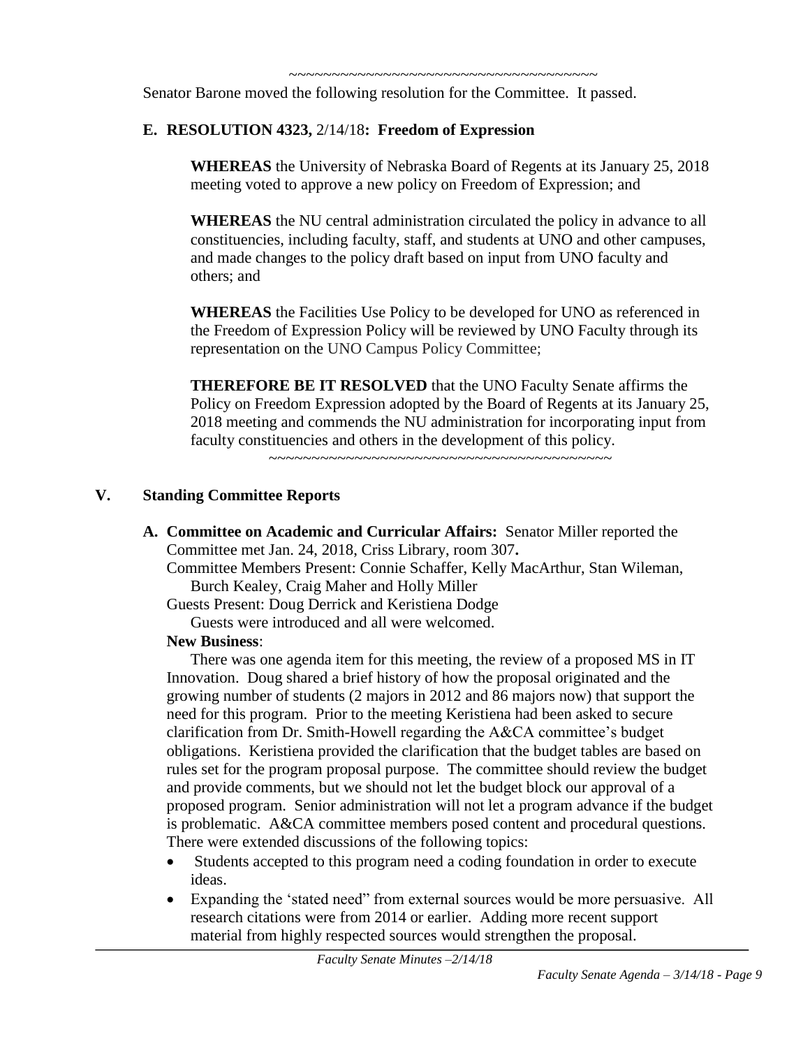~~~~~~~~~~~~~~~~~~~~~~~~~~~~~~~~~~~~~~~~

Senator Barone moved the following resolution for the Committee. It passed.

**E. RESOLUTION 4323,** 2/14/18**: Freedom of Expression**

> **WHEREAS** the University of Nebraska Board of Regents at its January 25, 2018 meeting voted to approve a new policy on Freedom of Expression; and
>
> **WHEREAS** the NU central administration circulated the policy in advance to all constituencies, including faculty, staff, and students at UNO and other campuses, and made changes to the policy draft based on input from UNO faculty and others; and
>
> **WHEREAS** the Facilities Use Policy to be developed for UNO as referenced in the Freedom of Expression Policy will be reviewed by UNO Faculty through its representation on the UNO Campus Policy Committee;
>
> **THEREFORE BE IT RESOLVED** that the UNO Faculty Senate affirms the Policy on Freedom Expression adopted by the Board of Regents at its January 25, 2018 meeting and commends the NU administration for incorporating input from faculty constituencies and others in the development of this policy.

~~~~~~~~~~~~~~~~~~~~~~~~~~~~~~~~~~~~~~~~~~~~

## V. Standing Committee Reports

**A. Committee on Academic and Curricular Affairs:** Senator Miller reported the Committee met Jan. 24, 2018, Criss Library, room 307**.**

Committee Members Present: Connie Schaffer, Kelly MacArthur, Stan Wileman, Burch Kealey, Craig Maher and Holly Miller

Guests Present: Doug Derrick and Keristiena Dodge

Guests were introduced and all were welcomed.

**New Business**:

There was one agenda item for this meeting, the review of a proposed MS in IT Innovation. Doug shared a brief history of how the proposal originated and the growing number of students (2 majors in 2012 and 86 majors now) that support the need for this program. Prior to the meeting Keristiena had been asked to secure clarification from Dr. Smith-Howell regarding the A&CA committee's budget obligations. Keristiena provided the clarification that the budget tables are based on rules set for the program proposal purpose. The committee should review the budget and provide comments, but we should not let the budget block our approval of a proposed program. Senior administration will not let a program advance if the budget is problematic. A&CA committee members posed content and procedural questions. There were extended discussions of the following topics:

- Students accepted to this program need a coding foundation in order to execute ideas.
- Expanding the 'stated need" from external sources would be more persuasive. All research citations were from 2014 or earlier. Adding more recent support material from highly respected sources would strengthen the proposal.

*Faculty Senate Minutes –2/14/18*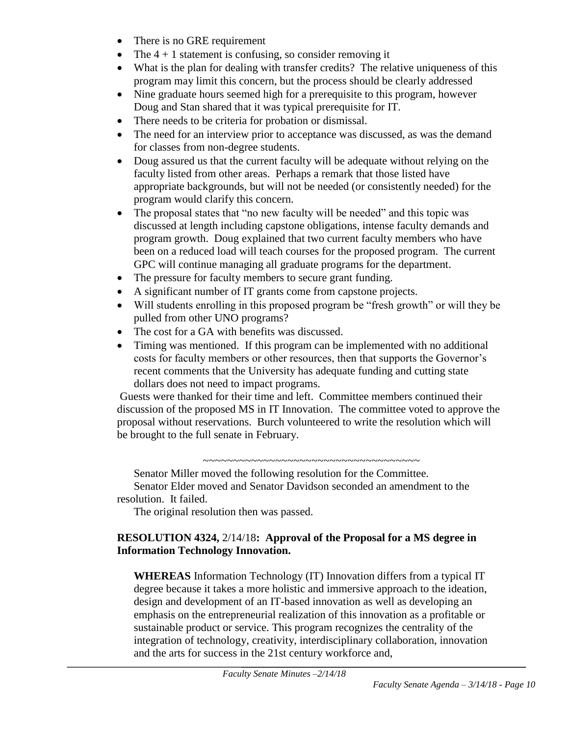- There is no GRE requirement
- The 4 + 1 statement is confusing, so consider removing it
- What is the plan for dealing with transfer credits? The relative uniqueness of this program may limit this concern, but the process should be clearly addressed
- Nine graduate hours seemed high for a prerequisite to this program, however Doug and Stan shared that it was typical prerequisite for IT.
- There needs to be criteria for probation or dismissal.
- The need for an interview prior to acceptance was discussed, as was the demand for classes from non-degree students.
- Doug assured us that the current faculty will be adequate without relying on the faculty listed from other areas. Perhaps a remark that those listed have appropriate backgrounds, but will not be needed (or consistently needed) for the program would clarify this concern.
- The proposal states that "no new faculty will be needed" and this topic was discussed at length including capstone obligations, intense faculty demands and program growth. Doug explained that two current faculty members who have been on a reduced load will teach courses for the proposed program. The current GPC will continue managing all graduate programs for the department.
- The pressure for faculty members to secure grant funding.
- A significant number of IT grants come from capstone projects.
- Will students enrolling in this proposed program be "fresh growth" or will they be pulled from other UNO programs?
- The cost for a GA with benefits was discussed.
- Timing was mentioned. If this program can be implemented with no additional costs for faculty members or other resources, then that supports the Governor's recent comments that the University has adequate funding and cutting state dollars does not need to impact programs.

Guests were thanked for their time and left. Committee members continued their discussion of the proposed MS in IT Innovation. The committee voted to approve the proposal without reservations. Burch volunteered to write the resolution which will be brought to the full senate in February.

~~~~~~~~~~~~~~~~~~~~~~~~~~~~~~~~~~~~~~

Senator Miller moved the following resolution for the Committee.

Senator Elder moved and Senator Davidson seconded an amendment to the resolution. It failed.

The original resolution then was passed.

**RESOLUTION 4324,** 2/14/18**: Approval of the Proposal for a MS degree in Information Technology Innovation.**

**WHEREAS** Information Technology (IT) Innovation differs from a typical IT degree because it takes a more holistic and immersive approach to the ideation, design and development of an IT-based innovation as well as developing an emphasis on the entrepreneurial realization of this innovation as a profitable or sustainable product or service. This program recognizes the centrality of the integration of technology, creativity, interdisciplinary collaboration, innovation and the arts for success in the 21st century workforce and,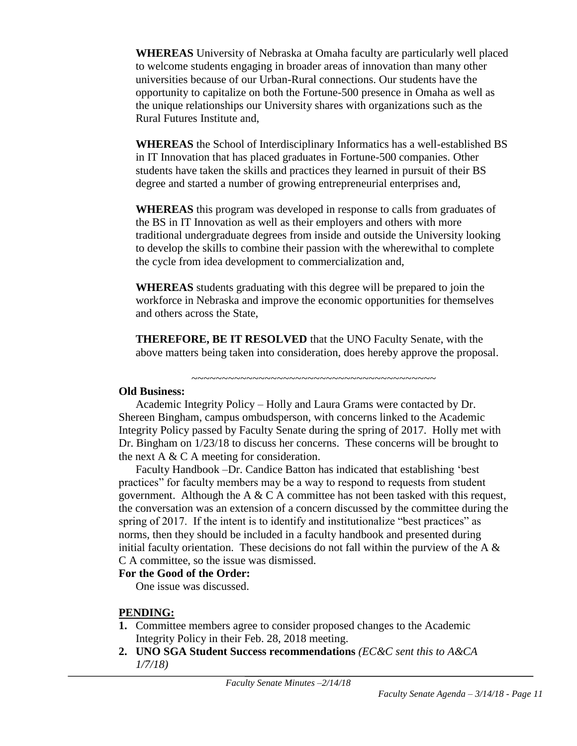**WHEREAS** University of Nebraska at Omaha faculty are particularly well placed to welcome students engaging in broader areas of innovation than many other universities because of our Urban-Rural connections. Our students have the opportunity to capitalize on both the Fortune-500 presence in Omaha as well as the unique relationships our University shares with organizations such as the Rural Futures Institute and,

**WHEREAS** the School of Interdisciplinary Informatics has a well-established BS in IT Innovation that has placed graduates in Fortune-500 companies. Other students have taken the skills and practices they learned in pursuit of their BS degree and started a number of growing entrepreneurial enterprises and,

**WHEREAS** this program was developed in response to calls from graduates of the BS in IT Innovation as well as their employers and others with more traditional undergraduate degrees from inside and outside the University looking to develop the skills to combine their passion with the wherewithal to complete the cycle from idea development to commercialization and,

**WHEREAS** students graduating with this degree will be prepared to join the workforce in Nebraska and improve the economic opportunities for themselves and others across the State,

**THEREFORE, BE IT RESOLVED** that the UNO Faculty Senate, with the above matters being taken into consideration, does hereby approve the proposal.

~~~~~~~~~~~~~~~~~~~~~~~~~~~~~~~~~~~~~~~~~~~

**Old Business:**

Academic Integrity Policy – Holly and Laura Grams were contacted by Dr. Shereen Bingham, campus ombudsperson, with concerns linked to the Academic Integrity Policy passed by Faculty Senate during the spring of 2017. Holly met with Dr. Bingham on 1/23/18 to discuss her concerns. These concerns will be brought to the next A & C A meeting for consideration.

Faculty Handbook –Dr. Candice Batton has indicated that establishing 'best practices" for faculty members may be a way to respond to requests from student government. Although the A & C A committee has not been tasked with this request, the conversation was an extension of a concern discussed by the committee during the spring of 2017. If the intent is to identify and institutionalize "best practices" as norms, then they should be included in a faculty handbook and presented during initial faculty orientation. These decisions do not fall within the purview of the A & C A committee, so the issue was dismissed.

**For the Good of the Order:**

One issue was discussed.

**PENDING:**

1. Committee members agree to consider proposed changes to the Academic Integrity Policy in their Feb. 28, 2018 meeting.
2. **UNO SGA Student Success recommendations** *(EC&C sent this to A&CA 1/7/18)*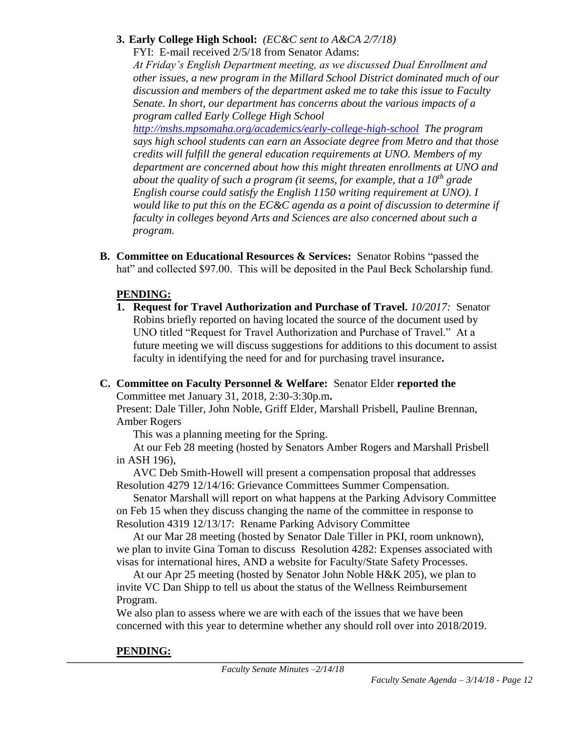**3. Early College High School:** *(EC&C sent to A&CA 2/7/18)*

FYI: E-mail received 2/5/18 from Senator Adams:

*At Friday's English Department meeting, as we discussed Dual Enrollment and other issues, a new program in the Millard School District dominated much of our discussion and members of the department asked me to take this issue to Faculty Senate. In short, our department has concerns about the various impacts of a program called Early College High School [http://mshs.mpsomaha.org/academics/early-college-high-school](http://mshs.mpsomaha.org/academics/early-college-high-school) The program says high school students can earn an Associate degree from Metro and that those credits will fulfill the general education requirements at UNO. Members of my department are concerned about how this might threaten enrollments at UNO and about the quality of such a program (it seems, for example, that a 10th grade English course could satisfy the English 1150 writing requirement at UNO). I would like to put this on the EC&C agenda as a point of discussion to determine if faculty in colleges beyond Arts and Sciences are also concerned about such a program.*

**B. Committee on Educational Resources & Services:** Senator Robins "passed the hat" and collected $97.00. This will be deposited in the Paul Beck Scholarship fund.

**PENDING:**

**1. Request for Travel Authorization and Purchase of Travel.** *10/2017:* Senator Robins briefly reported on having located the source of the document used by UNO titled "Request for Travel Authorization and Purchase of Travel." At a future meeting we will discuss suggestions for additions to this document to assist faculty in identifying the need for and for purchasing travel insurance**.**

**C. Committee on Faculty Personnel & Welfare:** Senator Elder **reported the** Committee met January 31, 2018, 2:30-3:30p.m**.**

Present: Dale Tiller, John Noble, Griff Elder, Marshall Prisbell, Pauline Brennan, Amber Rogers

This was a planning meeting for the Spring.

At our Feb 28 meeting (hosted by Senators Amber Rogers and Marshall Prisbell in ASH 196),

AVC Deb Smith-Howell will present a compensation proposal that addresses Resolution 4279 12/14/16: Grievance Committees Summer Compensation.

Senator Marshall will report on what happens at the Parking Advisory Committee on Feb 15 when they discuss changing the name of the committee in response to Resolution 4319 12/13/17: Rename Parking Advisory Committee

At our Mar 28 meeting (hosted by Senator Dale Tiller in PKI, room unknown), we plan to invite Gina Toman to discuss Resolution 4282: Expenses associated with visas for international hires, AND a website for Faculty/State Safety Processes.

At our Apr 25 meeting (hosted by Senator John Noble H&K 205), we plan to invite VC Dan Shipp to tell us about the status of the Wellness Reimbursement Program.

We also plan to assess where we are with each of the issues that we have been concerned with this year to determine whether any should roll over into 2018/2019.

**PENDING:**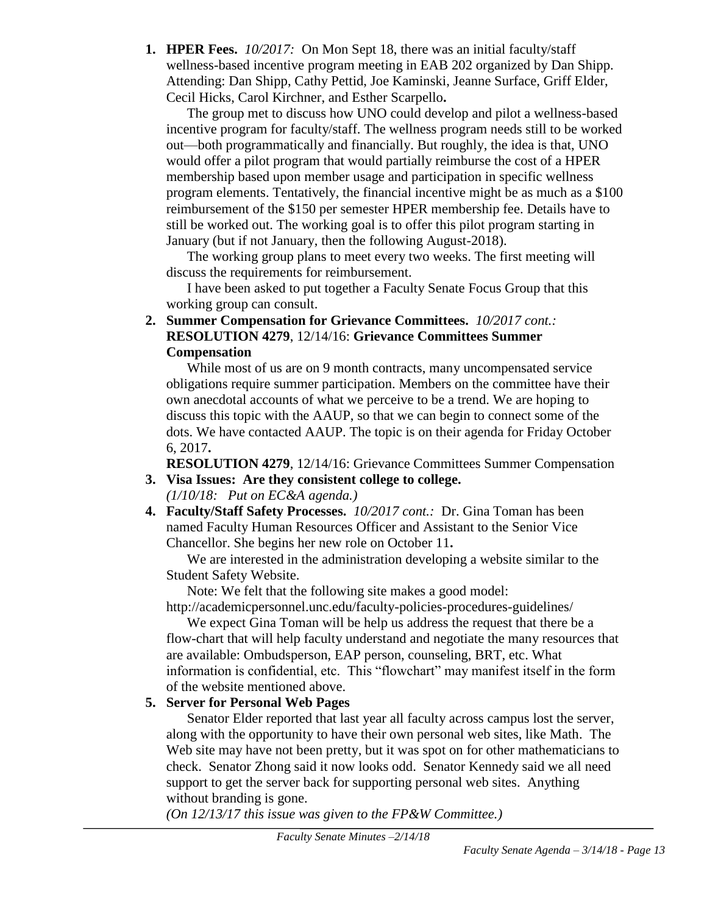1. **HPER Fees.** *10/2017:* On Mon Sept 18, there was an initial faculty/staff wellness-based incentive program meeting in EAB 202 organized by Dan Shipp. Attending: Dan Shipp, Cathy Pettid, Joe Kaminski, Jeanne Surface, Griff Elder, Cecil Hicks, Carol Kirchner, and Esther Scarpello**.**

   The group met to discuss how UNO could develop and pilot a wellness-based incentive program for faculty/staff. The wellness program needs still to be worked out—both programmatically and financially. But roughly, the idea is that, UNO would offer a pilot program that would partially reimburse the cost of a HPER membership based upon member usage and participation in specific wellness program elements. Tentatively, the financial incentive might be as much as a $100 reimbursement of the $150 per semester HPER membership fee. Details have to still be worked out. The working goal is to offer this pilot program starting in January (but if not January, then the following August-2018).

   The working group plans to meet every two weeks. The first meeting will discuss the requirements for reimbursement.

   I have been asked to put together a Faculty Senate Focus Group that this working group can consult.

2. **Summer Compensation for Grievance Committees.** *10/2017 cont.:* **RESOLUTION 4279**, 12/14/16: **Grievance Committees Summer Compensation**

   While most of us are on 9 month contracts, many uncompensated service obligations require summer participation. Members on the committee have their own anecdotal accounts of what we perceive to be a trend. We are hoping to discuss this topic with the AAUP, so that we can begin to connect some of the dots. We have contacted AAUP. The topic is on their agenda for Friday October 6, 2017**.**

   **RESOLUTION 4279**, 12/14/16: Grievance Committees Summer Compensation

3. **Visa Issues: Are they consistent college to college.**
   *(1/10/18: Put on EC&A agenda.)*

4. **Faculty/Staff Safety Processes.** *10/2017 cont.:* Dr. Gina Toman has been named Faculty Human Resources Officer and Assistant to the Senior Vice Chancellor. She begins her new role on October 11**.**

   We are interested in the administration developing a website similar to the Student Safety Website.

   Note: We felt that the following site makes a good model: http://academicpersonnel.unc.edu/faculty-policies-procedures-guidelines/

   We expect Gina Toman will be help us address the request that there be a flow-chart that will help faculty understand and negotiate the many resources that are available: Ombudsperson, EAP person, counseling, BRT, etc. What information is confidential, etc. This "flowchart" may manifest itself in the form of the website mentioned above.

5. **Server for Personal Web Pages**

   Senator Elder reported that last year all faculty across campus lost the server, along with the opportunity to have their own personal web sites, like Math. The Web site may have not been pretty, but it was spot on for other mathematicians to check. Senator Zhong said it now looks odd. Senator Kennedy said we all need support to get the server back for supporting personal web sites. Anything without branding is gone.

   *(On 12/13/17 this issue was given to the FP&W Committee.)*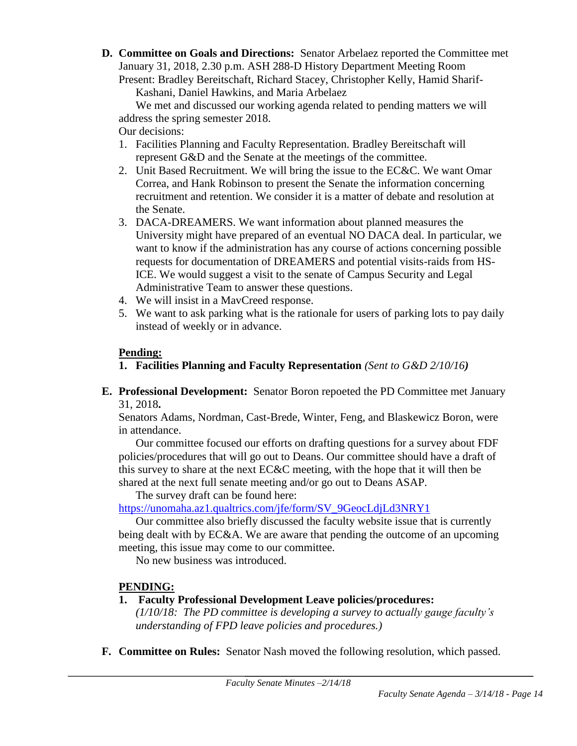**D. Committee on Goals and Directions:** Senator Arbelaez reported the Committee met January 31, 2018, 2.30 p.m. ASH 288-D History Department Meeting Room

Present: Bradley Bereitschaft, Richard Stacey, Christopher Kelly, Hamid Sharif-Kashani, Daniel Hawkins, and Maria Arbelaez

We met and discussed our working agenda related to pending matters we will address the spring semester 2018.

Our decisions:

1. Facilities Planning and Faculty Representation. Bradley Bereitschaft will represent G&D and the Senate at the meetings of the committee.
2. Unit Based Recruitment. We will bring the issue to the EC&C. We want Omar Correa, and Hank Robinson to present the Senate the information concerning recruitment and retention. We consider it is a matter of debate and resolution at the Senate.
3. DACA-DREAMERS. We want information about planned measures the University might have prepared of an eventual NO DACA deal. In particular, we want to know if the administration has any course of actions concerning possible requests for documentation of DREAMERS and potential visits-raids from HS-ICE. We would suggest a visit to the senate of Campus Security and Legal Administrative Team to answer these questions.
4. We will insist in a MavCreed response.
5. We want to ask parking what is the rationale for users of parking lots to pay daily instead of weekly or in advance.

**Pending:**

1. **Facilities Planning and Faculty Representation** *(Sent to G&D 2/10/16)*

**E. Professional Development:** Senator Boron repoeted the PD Committee met January 31, 2018**.**

Senators Adams, Nordman, Cast-Brede, Winter, Feng, and Blaskewicz Boron, were in attendance.

Our committee focused our efforts on drafting questions for a survey about FDF policies/procedures that will go out to Deans. Our committee should have a draft of this survey to share at the next EC&C meeting, with the hope that it will then be shared at the next full senate meeting and/or go out to Deans ASAP.

The survey draft can be found here:
https://unomaha.az1.qualtrics.com/jfe/form/SV_9GeocLdjLd3NRY1

Our committee also briefly discussed the faculty website issue that is currently being dealt with by EC&A. We are aware that pending the outcome of an upcoming meeting, this issue may come to our committee.

No new business was introduced.

**PENDING:**

1. **Faculty Professional Development Leave policies/procedures:** *(1/10/18: The PD committee is developing a survey to actually gauge faculty's understanding of FPD leave policies and procedures.)*

**F. Committee on Rules:** Senator Nash moved the following resolution, which passed.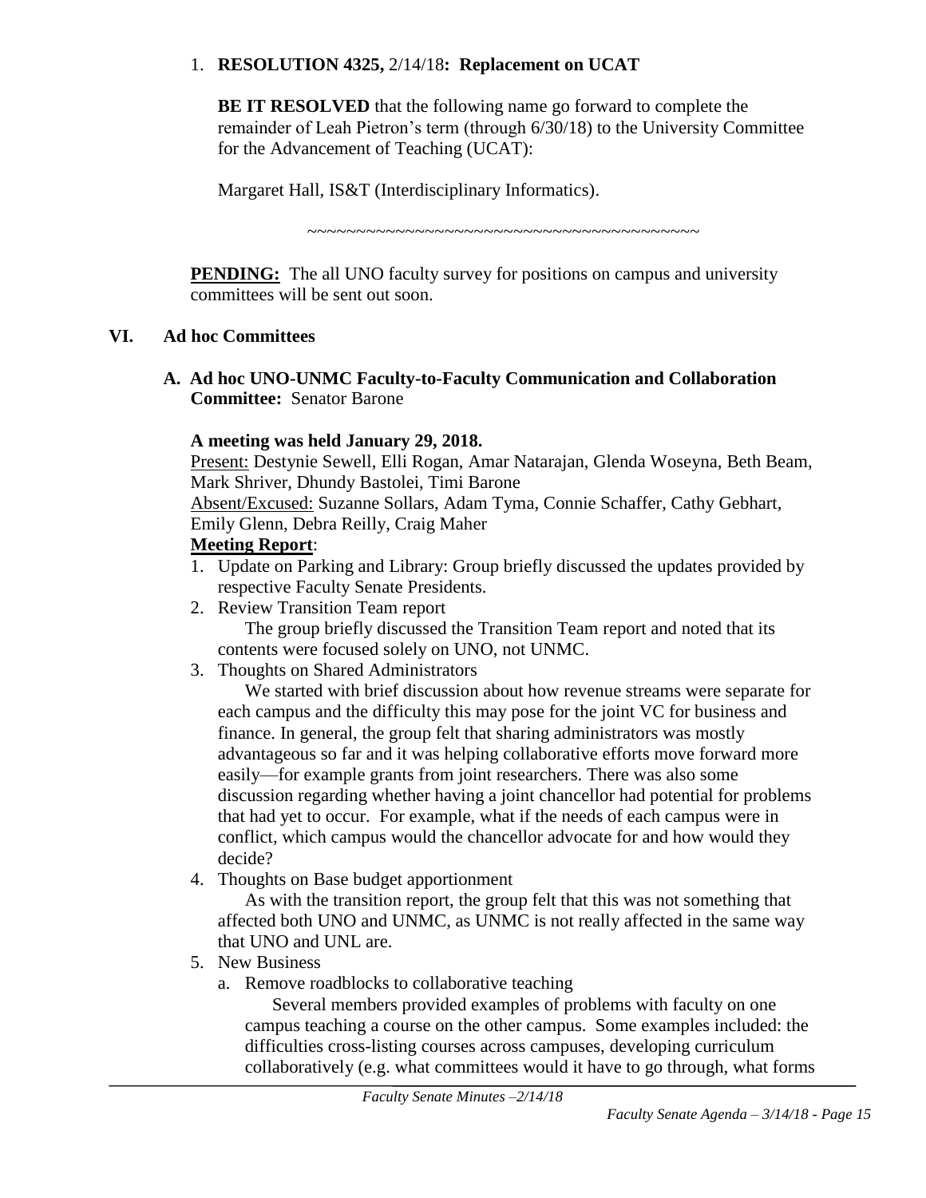1. **RESOLUTION 4325,** 2/14/18**: Replacement on UCAT**

   **BE IT RESOLVED** that the following name go forward to complete the remainder of Leah Pietron's term (through 6/30/18) to the University Committee for the Advancement of Teaching (UCAT):

   Margaret Hall, IS&T (Interdisciplinary Informatics).

   ~~~~~~~~~~~~~~~~~~~~~~~~~~~~~~~~~~~~~~~~~~~~

   **PENDING:** The all UNO faculty survey for positions on campus and university committees will be sent out soon.

## VI. Ad hoc Committees

### A. Ad hoc UNO-UNMC Faculty-to-Faculty Communication and Collaboration Committee: Senator Barone

**A meeting was held January 29, 2018.**

Present: Destynie Sewell, Elli Rogan, Amar Natarajan, Glenda Woseyna, Beth Beam, Mark Shriver, Dhundy Bastolei, Timi Barone

Absent/Excused: Suzanne Sollars, Adam Tyma, Connie Schaffer, Cathy Gebhart, Emily Glenn, Debra Reilly, Craig Maher

**Meeting Report**:

1. Update on Parking and Library: Group briefly discussed the updates provided by respective Faculty Senate Presidents.
2. Review Transition Team report

   The group briefly discussed the Transition Team report and noted that its contents were focused solely on UNO, not UNMC.
3. Thoughts on Shared Administrators

   We started with brief discussion about how revenue streams were separate for each campus and the difficulty this may pose for the joint VC for business and finance. In general, the group felt that sharing administrators was mostly advantageous so far and it was helping collaborative efforts move forward more easily—for example grants from joint researchers. There was also some discussion regarding whether having a joint chancellor had potential for problems that had yet to occur. For example, what if the needs of each campus were in conflict, which campus would the chancellor advocate for and how would they decide?
4. Thoughts on Base budget apportionment

   As with the transition report, the group felt that this was not something that affected both UNO and UNMC, as UNMC is not really affected in the same way that UNO and UNL are.
5. New Business
   a. Remove roadblocks to collaborative teaching

      Several members provided examples of problems with faculty on one campus teaching a course on the other campus. Some examples included: the difficulties cross-listing courses across campuses, developing curriculum collaboratively (e.g. what committees would it have to go through, what forms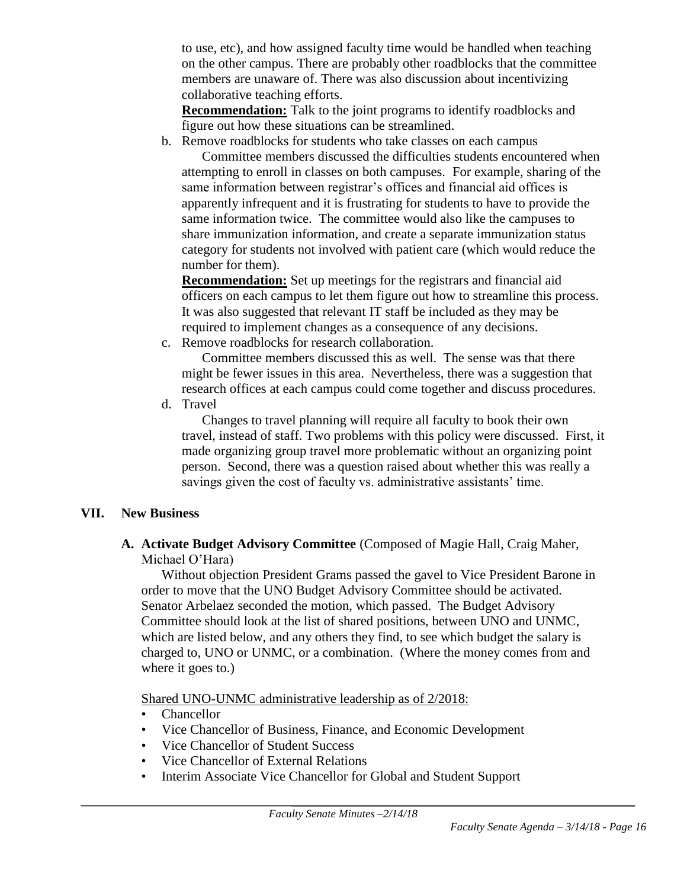to use, etc), and how assigned faculty time would be handled when teaching on the other campus. There are probably other roadblocks that the committee members are unaware of. There was also discussion about incentivizing collaborative teaching efforts.

**Recommendation:** Talk to the joint programs to identify roadblocks and figure out how these situations can be streamlined.

b. Remove roadblocks for students who take classes on each campus

Committee members discussed the difficulties students encountered when attempting to enroll in classes on both campuses. For example, sharing of the same information between registrar's offices and financial aid offices is apparently infrequent and it is frustrating for students to have to provide the same information twice. The committee would also like the campuses to share immunization information, and create a separate immunization status category for students not involved with patient care (which would reduce the number for them).

**Recommendation:** Set up meetings for the registrars and financial aid officers on each campus to let them figure out how to streamline this process. It was also suggested that relevant IT staff be included as they may be required to implement changes as a consequence of any decisions.

c. Remove roadblocks for research collaboration.

Committee members discussed this as well. The sense was that there might be fewer issues in this area. Nevertheless, there was a suggestion that research offices at each campus could come together and discuss procedures.

d. Travel

Changes to travel planning will require all faculty to book their own travel, instead of staff. Two problems with this policy were discussed. First, it made organizing group travel more problematic without an organizing point person. Second, there was a question raised about whether this was really a savings given the cost of faculty vs. administrative assistants' time.

## VII. New Business

**A. Activate Budget Advisory Committee** (Composed of Magie Hall, Craig Maher, Michael O'Hara)

Without objection President Grams passed the gavel to Vice President Barone in order to move that the UNO Budget Advisory Committee should be activated. Senator Arbelaez seconded the motion, which passed. The Budget Advisory Committee should look at the list of shared positions, between UNO and UNMC, which are listed below, and any others they find, to see which budget the salary is charged to, UNO or UNMC, or a combination. (Where the money comes from and where it goes to.)

Shared UNO-UNMC administrative leadership as of 2/2018:

- Chancellor
- Vice Chancellor of Business, Finance, and Economic Development
- Vice Chancellor of Student Success
- Vice Chancellor of External Relations
- Interim Associate Vice Chancellor for Global and Student Support

*Faculty Senate Minutes –2/14/18*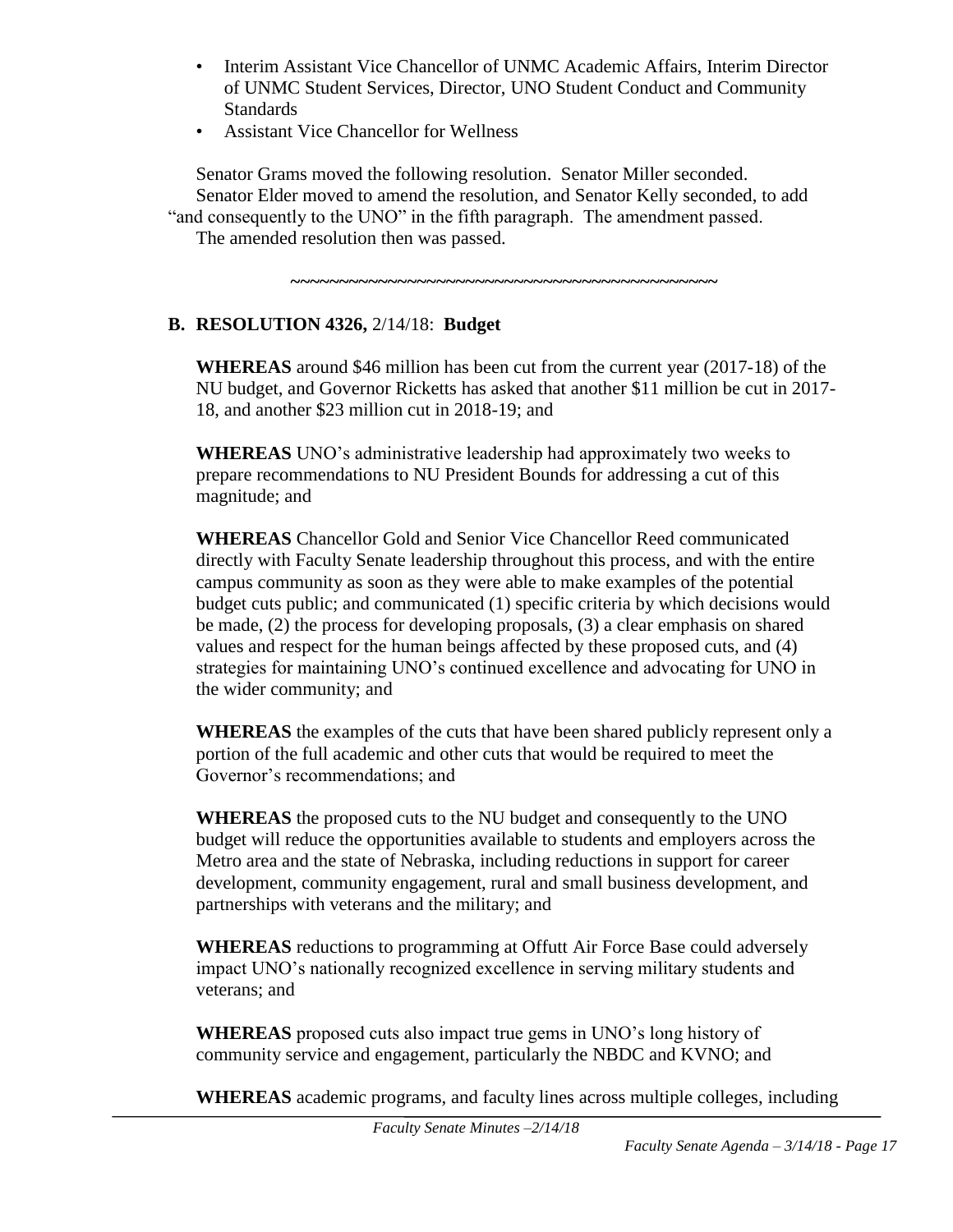- Interim Assistant Vice Chancellor of UNMC Academic Affairs, Interim Director of UNMC Student Services, Director, UNO Student Conduct and Community Standards
- Assistant Vice Chancellor for Wellness

Senator Grams moved the following resolution. Senator Miller seconded. Senator Elder moved to amend the resolution, and Senator Kelly seconded, to add "and consequently to the UNO" in the fifth paragraph. The amendment passed. The amended resolution then was passed.

~~~~~~~~~~~~~~~~~~~~~~~~~~~~~~~~~~~~~~~~~~~~~~~~~

### B. RESOLUTION 4326, 2/14/18: Budget

**WHEREAS** around $46 million has been cut from the current year (2017-18) of the NU budget, and Governor Ricketts has asked that another $11 million be cut in 2017-18, and another $23 million cut in 2018-19; and

**WHEREAS** UNO's administrative leadership had approximately two weeks to prepare recommendations to NU President Bounds for addressing a cut of this magnitude; and

**WHEREAS** Chancellor Gold and Senior Vice Chancellor Reed communicated directly with Faculty Senate leadership throughout this process, and with the entire campus community as soon as they were able to make examples of the potential budget cuts public; and communicated (1) specific criteria by which decisions would be made, (2) the process for developing proposals, (3) a clear emphasis on shared values and respect for the human beings affected by these proposed cuts, and (4) strategies for maintaining UNO's continued excellence and advocating for UNO in the wider community; and

**WHEREAS** the examples of the cuts that have been shared publicly represent only a portion of the full academic and other cuts that would be required to meet the Governor's recommendations; and

**WHEREAS** the proposed cuts to the NU budget and consequently to the UNO budget will reduce the opportunities available to students and employers across the Metro area and the state of Nebraska, including reductions in support for career development, community engagement, rural and small business development, and partnerships with veterans and the military; and

**WHEREAS** reductions to programming at Offutt Air Force Base could adversely impact UNO's nationally recognized excellence in serving military students and veterans; and

**WHEREAS** proposed cuts also impact true gems in UNO's long history of community service and engagement, particularly the NBDC and KVNO; and

**WHEREAS** academic programs, and faculty lines across multiple colleges, including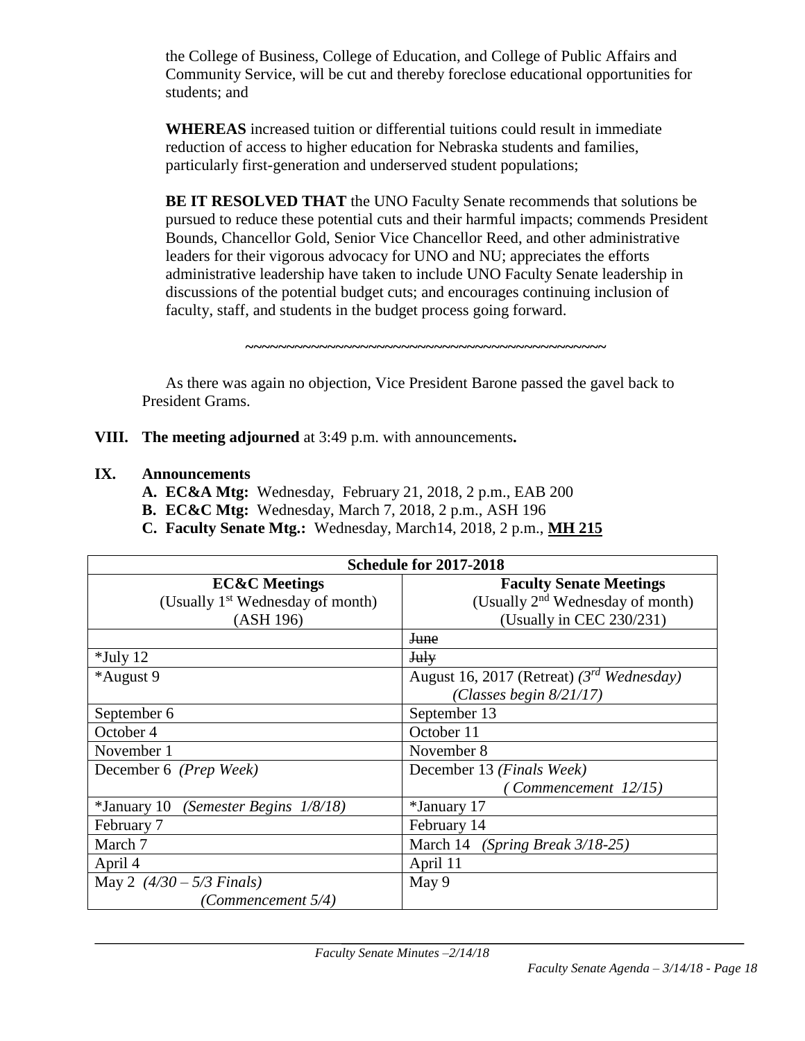the College of Business, College of Education, and College of Public Affairs and Community Service, will be cut and thereby foreclose educational opportunities for students; and

**WHEREAS** increased tuition or differential tuitions could result in immediate reduction of access to higher education for Nebraska students and families, particularly first-generation and underserved student populations;

**BE IT RESOLVED THAT** the UNO Faculty Senate recommends that solutions be pursued to reduce these potential cuts and their harmful impacts; commends President Bounds, Chancellor Gold, Senior Vice Chancellor Reed, and other administrative leaders for their vigorous advocacy for UNO and NU; appreciates the efforts administrative leadership have taken to include UNO Faculty Senate leadership in discussions of the potential budget cuts; and encourages continuing inclusion of faculty, staff, and students in the budget process going forward.

~~~~~~~~~~~~~~~~~~~~~~~~~~~~~~~~~~~~~~~~~~~~~~

As there was again no objection, Vice President Barone passed the gavel back to President Grams.

**VIII. The meeting adjourned** at 3:49 p.m. with announcements**.**

**IX. Announcements**

**A. EC&A Mtg:** Wednesday, February 21, 2018, 2 p.m., EAB 200

**B. EC&C Mtg:** Wednesday, March 7, 2018, 2 p.m., ASH 196

**C. Faculty Senate Mtg.:** Wednesday, March14, 2018, 2 p.m., **MH 215**

| **Schedule for 2017-2018** | |
|---|---|
| **EC&C Meetings**<br>(Usually 1st Wednesday of month)<br>(ASH 196) | **Faculty Senate Meetings**<br>(Usually 2nd Wednesday of month)<br>(Usually in CEC 230/231) |
| | ~~June~~ |
| *July 12 | ~~July~~ |
| *August 9 | August 16, 2017 (Retreat) *(3rd Wednesday)*<br>*(Classes begin 8/21/17)* |
| September 6 | September 13 |
| October 4 | October 11 |
| November 1 | November 8 |
| December 6 *(Prep Week)* | December 13 *(Finals Week)*<br>*(Commencement 12/15)* |
| *January 10 *(Semester Begins 1/8/18)* | *January 17 |
| February 7 | February 14 |
| March 7 | March 14 *(Spring Break 3/18-25)* |
| April 4 | April 11 |
| May 2 *(4/30 – 5/3 Finals)*<br>*(Commencement 5/4)* | May 9 |

*Faculty Senate Minutes –2/14/18*